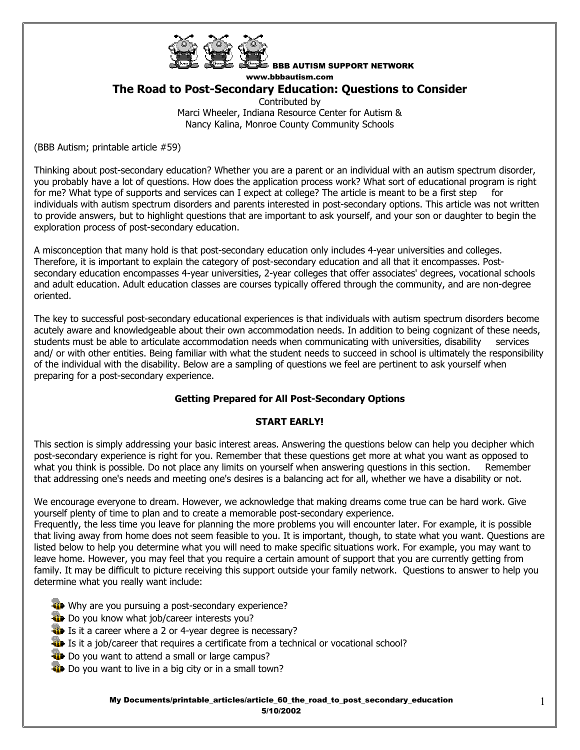BBB AUTISM SUPPORT NETWORK
www.bbbautism.com

# The Road to Post-Secondary Education: Questions to Consider

Contributed by
Marci Wheeler, Indiana Resource Center for Autism &
Nancy Kalina, Monroe County Community Schools

(BBB Autism; printable article #59)

Thinking about post-secondary education? Whether you are a parent or an individual with an autism spectrum disorder, you probably have a lot of questions. How does the application process work? What sort of educational program is right for me? What type of supports and services can I expect at college? The article is meant to be a first step for individuals with autism spectrum disorders and parents interested in post-secondary options. This article was not written to provide answers, but to highlight questions that are important to ask yourself, and your son or daughter to begin the exploration process of post-secondary education.

A misconception that many hold is that post-secondary education only includes 4-year universities and colleges. Therefore, it is important to explain the category of post-secondary education and all that it encompasses. Post-secondary education encompasses 4-year universities, 2-year colleges that offer associates' degrees, vocational schools and adult education. Adult education classes are courses typically offered through the community, and are non-degree oriented.

The key to successful post-secondary educational experiences is that individuals with autism spectrum disorders become acutely aware and knowledgeable about their own accommodation needs. In addition to being cognizant of these needs, students must be able to articulate accommodation needs when communicating with universities, disability services and/ or with other entities. Being familiar with what the student needs to succeed in school is ultimately the responsibility of the individual with the disability. Below are a sampling of questions we feel are pertinent to ask yourself when preparing for a post-secondary experience.

## Getting Prepared for All Post-Secondary Options

### START EARLY!

This section is simply addressing your basic interest areas. Answering the questions below can help you decipher which post-secondary experience is right for you. Remember that these questions get more at what you want as opposed to what you think is possible. Do not place any limits on yourself when answering questions in this section. Remember that addressing one's needs and meeting one's desires is a balancing act for all, whether we have a disability or not.

We encourage everyone to dream. However, we acknowledge that making dreams come true can be hard work. Give yourself plenty of time to plan and to create a memorable post-secondary experience.
Frequently, the less time you leave for planning the more problems you will encounter later. For example, it is possible that living away from home does not seem feasible to you. It is important, though, to state what you want. Questions are listed below to help you determine what you will need to make specific situations work. For example, you may want to leave home. However, you may feel that you require a certain amount of support that you are currently getting from family. It may be difficult to picture receiving this support outside your family network. Questions to answer to help you determine what you really want include:

- Why are you pursuing a post-secondary experience?
- Do you know what job/career interests you?
- Is it a career where a 2 or 4-year degree is necessary?
- Is it a job/career that requires a certificate from a technical or vocational school?
- Do you want to attend a small or large campus?
- Do you want to live in a big city or in a small town?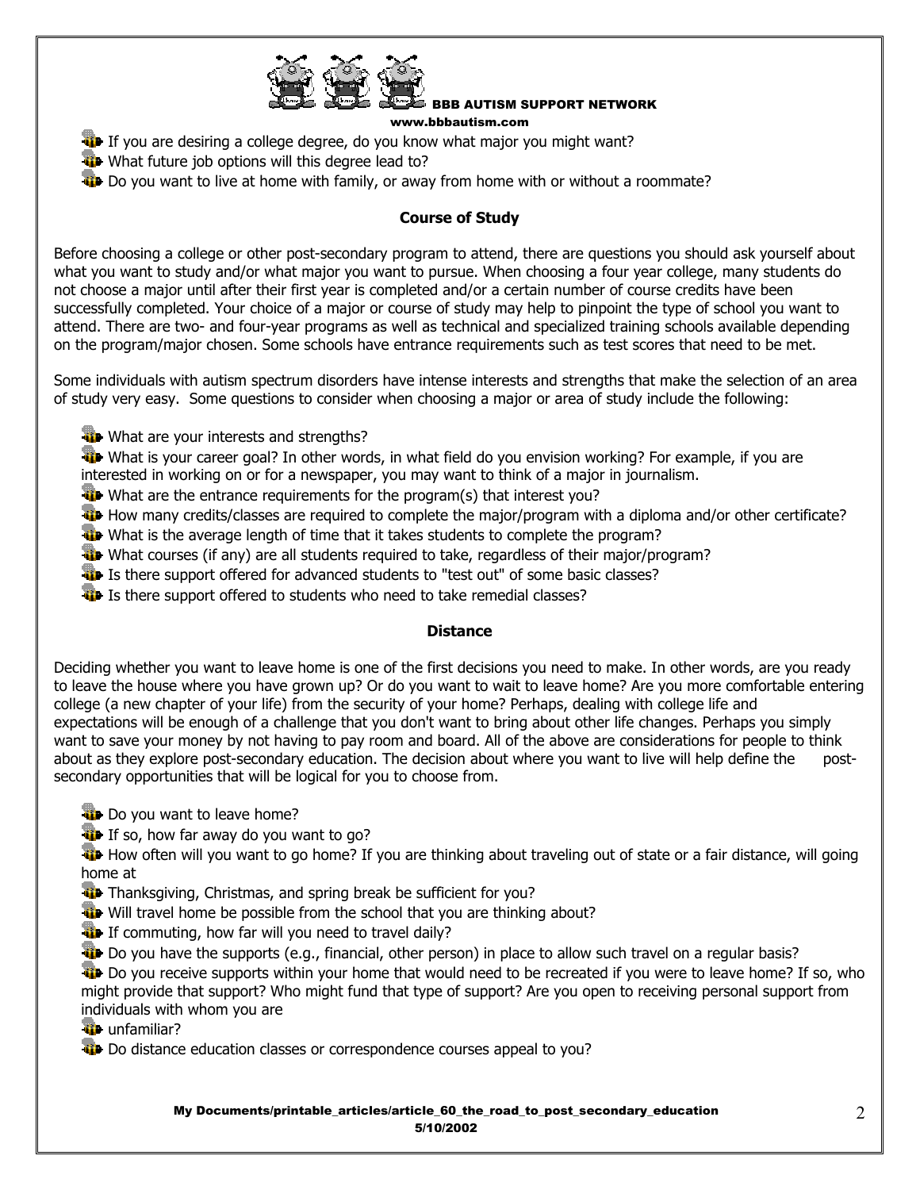- If you are desiring a college degree, do you know what major you might want?
- What future job options will this degree lead to?
- Do you want to live at home with family, or away from home with or without a roommate?

### Course of Study

Before choosing a college or other post-secondary program to attend, there are questions you should ask yourself about what you want to study and/or what major you want to pursue. When choosing a four year college, many students do not choose a major until after their first year is completed and/or a certain number of course credits have been successfully completed. Your choice of a major or course of study may help to pinpoint the type of school you want to attend. There are two- and four-year programs as well as technical and specialized training schools available depending on the program/major chosen. Some schools have entrance requirements such as test scores that need to be met.

Some individuals with autism spectrum disorders have intense interests and strengths that make the selection of an area of study very easy. Some questions to consider when choosing a major or area of study include the following:

- What are your interests and strengths?
- What is your career goal? In other words, in what field do you envision working? For example, if you are interested in working on or for a newspaper, you may want to think of a major in journalism.
- What are the entrance requirements for the program(s) that interest you?
- How many credits/classes are required to complete the major/program with a diploma and/or other certificate?
- What is the average length of time that it takes students to complete the program?
- What courses (if any) are all students required to take, regardless of their major/program?
- Is there support offered for advanced students to "test out" of some basic classes?
- Is there support offered to students who need to take remedial classes?

### Distance

Deciding whether you want to leave home is one of the first decisions you need to make. In other words, are you ready to leave the house where you have grown up? Or do you want to wait to leave home? Are you more comfortable entering college (a new chapter of your life) from the security of your home? Perhaps, dealing with college life and expectations will be enough of a challenge that you don't want to bring about other life changes. Perhaps you simply want to save your money by not having to pay room and board. All of the above are considerations for people to think about as they explore post-secondary education. The decision about where you want to live will help define the post-secondary opportunities that will be logical for you to choose from.

- Do you want to leave home?
- If so, how far away do you want to go?
- How often will you want to go home? If you are thinking about traveling out of state or a fair distance, will going home at
- Thanksgiving, Christmas, and spring break be sufficient for you?
- Will travel home be possible from the school that you are thinking about?
- If commuting, how far will you need to travel daily?
- Do you have the supports (e.g., financial, other person) in place to allow such travel on a regular basis?
- Do you receive supports within your home that would need to be recreated if you were to leave home? If so, who might provide that support? Who might fund that type of support? Are you open to receiving personal support from individuals with whom you are
- unfamiliar?
- Do distance education classes or correspondence courses appeal to you?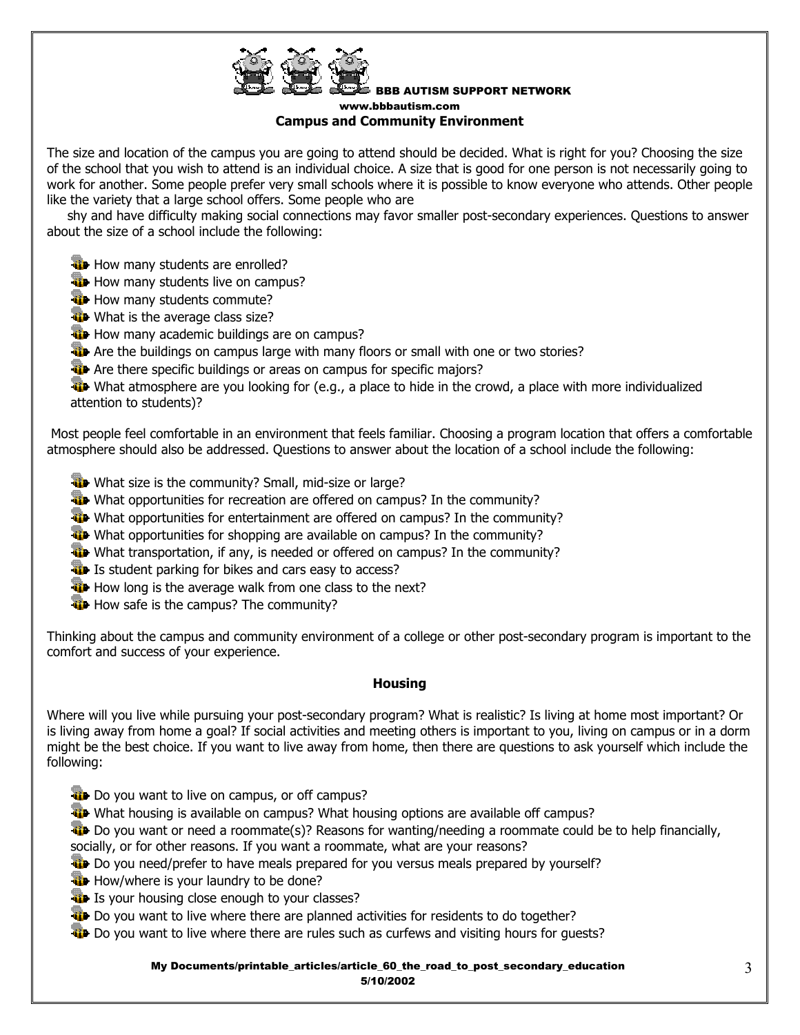## Campus and Community Environment

The size and location of the campus you are going to attend should be decided. What is right for you? Choosing the size of the school that you wish to attend is an individual choice. A size that is good for one person is not necessarily going to work for another. Some people prefer very small schools where it is possible to know everyone who attends. Other people like the variety that a large school offers. Some people who are shy and have difficulty making social connections may favor smaller post-secondary experiences. Questions to answer about the size of a school include the following:

- How many students are enrolled?
- How many students live on campus?
- How many students commute?
- What is the average class size?
- How many academic buildings are on campus?
- Are the buildings on campus large with many floors or small with one or two stories?
- Are there specific buildings or areas on campus for specific majors?
- What atmosphere are you looking for (e.g., a place to hide in the crowd, a place with more individualized attention to students)?

Most people feel comfortable in an environment that feels familiar. Choosing a program location that offers a comfortable atmosphere should also be addressed. Questions to answer about the location of a school include the following:

- What size is the community? Small, mid-size or large?
- What opportunities for recreation are offered on campus? In the community?
- What opportunities for entertainment are offered on campus? In the community?
- What opportunities for shopping are available on campus? In the community?
- What transportation, if any, is needed or offered on campus? In the community?
- Is student parking for bikes and cars easy to access?
- How long is the average walk from one class to the next?
- How safe is the campus? The community?

Thinking about the campus and community environment of a college or other post-secondary program is important to the comfort and success of your experience.

## Housing

Where will you live while pursuing your post-secondary program? What is realistic? Is living at home most important? Or is living away from home a goal? If social activities and meeting others is important to you, living on campus or in a dorm might be the best choice. If you want to live away from home, then there are questions to ask yourself which include the following:

- Do you want to live on campus, or off campus?
- What housing is available on campus? What housing options are available off campus?
- Do you want or need a roommate(s)? Reasons for wanting/needing a roommate could be to help financially, socially, or for other reasons. If you want a roommate, what are your reasons?
- Do you need/prefer to have meals prepared for you versus meals prepared by yourself?
- How/where is your laundry to be done?
- Is your housing close enough to your classes?
- Do you want to live where there are planned activities for residents to do together?
- Do you want to live where there are rules such as curfews and visiting hours for guests?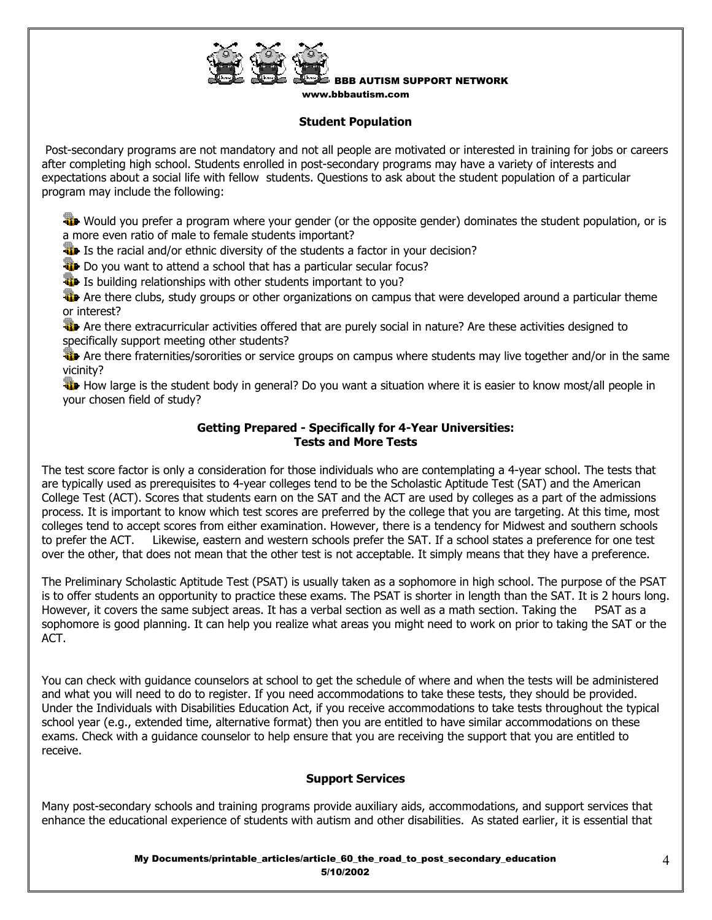### Student Population

Post-secondary programs are not mandatory and not all people are motivated or interested in training for jobs or careers after completing high school. Students enrolled in post-secondary programs may have a variety of interests and expectations about a social life with fellow students. Questions to ask about the student population of a particular program may include the following:

- Would you prefer a program where your gender (or the opposite gender) dominates the student population, or is a more even ratio of male to female students important?
- Is the racial and/or ethnic diversity of the students a factor in your decision?
- Do you want to attend a school that has a particular secular focus?
- Is building relationships with other students important to you?
- Are there clubs, study groups or other organizations on campus that were developed around a particular theme or interest?
- Are there extracurricular activities offered that are purely social in nature? Are these activities designed to specifically support meeting other students?
- Are there fraternities/sororities or service groups on campus where students may live together and/or in the same vicinity?
- How large is the student body in general? Do you want a situation where it is easier to know most/all people in your chosen field of study?

### Getting Prepared - Specifically for 4-Year Universities: Tests and More Tests

The test score factor is only a consideration for those individuals who are contemplating a 4-year school. The tests that are typically used as prerequisites to 4-year colleges tend to be the Scholastic Aptitude Test (SAT) and the American College Test (ACT). Scores that students earn on the SAT and the ACT are used by colleges as a part of the admissions process. It is important to know which test scores are preferred by the college that you are targeting. At this time, most colleges tend to accept scores from either examination. However, there is a tendency for Midwest and southern schools to prefer the ACT. Likewise, eastern and western schools prefer the SAT. If a school states a preference for one test over the other, that does not mean that the other test is not acceptable. It simply means that they have a preference.

The Preliminary Scholastic Aptitude Test (PSAT) is usually taken as a sophomore in high school. The purpose of the PSAT is to offer students an opportunity to practice these exams. The PSAT is shorter in length than the SAT. It is 2 hours long. However, it covers the same subject areas. It has a verbal section as well as a math section. Taking the PSAT as a sophomore is good planning. It can help you realize what areas you might need to work on prior to taking the SAT or the ACT.

You can check with guidance counselors at school to get the schedule of where and when the tests will be administered and what you will need to do to register. If you need accommodations to take these tests, they should be provided. Under the Individuals with Disabilities Education Act, if you receive accommodations to take tests throughout the typical school year (e.g., extended time, alternative format) then you are entitled to have similar accommodations on these exams. Check with a guidance counselor to help ensure that you are receiving the support that you are entitled to receive.

### Support Services

Many post-secondary schools and training programs provide auxiliary aids, accommodations, and support services that enhance the educational experience of students with autism and other disabilities. As stated earlier, it is essential that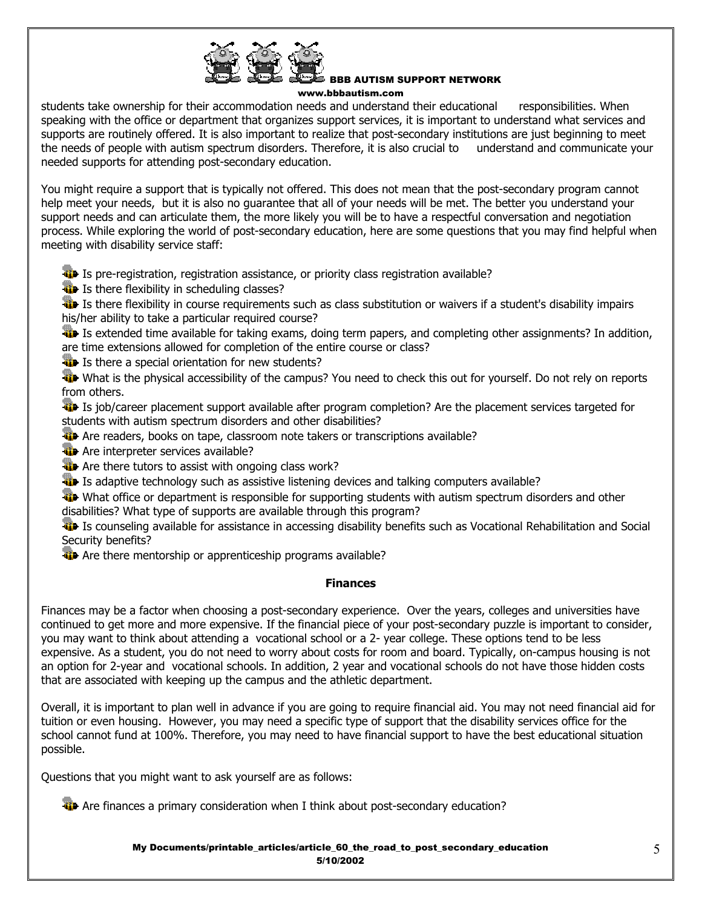students take ownership for their accommodation needs and understand their educational responsibilities. When speaking with the office or department that organizes support services, it is important to understand what services and supports are routinely offered. It is also important to realize that post-secondary institutions are just beginning to meet the needs of people with autism spectrum disorders. Therefore, it is also crucial to understand and communicate your needed supports for attending post-secondary education.

You might require a support that is typically not offered. This does not mean that the post-secondary program cannot help meet your needs, but it is also no guarantee that all of your needs will be met. The better you understand your support needs and can articulate them, the more likely you will be to have a respectful conversation and negotiation process. While exploring the world of post-secondary education, here are some questions that you may find helpful when meeting with disability service staff:

- Is pre-registration, registration assistance, or priority class registration available?
- Is there flexibility in scheduling classes?
- Is there flexibility in course requirements such as class substitution or waivers if a student's disability impairs his/her ability to take a particular required course?
- Is extended time available for taking exams, doing term papers, and completing other assignments? In addition, are time extensions allowed for completion of the entire course or class?
- Is there a special orientation for new students?
- What is the physical accessibility of the campus? You need to check this out for yourself. Do not rely on reports from others.
- Is job/career placement support available after program completion? Are the placement services targeted for students with autism spectrum disorders and other disabilities?
- Are readers, books on tape, classroom note takers or transcriptions available?
- Are interpreter services available?
- Are there tutors to assist with ongoing class work?
- Is adaptive technology such as assistive listening devices and talking computers available?
- What office or department is responsible for supporting students with autism spectrum disorders and other disabilities? What type of supports are available through this program?
- Is counseling available for assistance in accessing disability benefits such as Vocational Rehabilitation and Social Security benefits?
- Are there mentorship or apprenticeship programs available?

## Finances

Finances may be a factor when choosing a post-secondary experience. Over the years, colleges and universities have continued to get more and more expensive. If the financial piece of your post-secondary puzzle is important to consider, you may want to think about attending a vocational school or a 2- year college. These options tend to be less expensive. As a student, you do not need to worry about costs for room and board. Typically, on-campus housing is not an option for 2-year and vocational schools. In addition, 2 year and vocational schools do not have those hidden costs that are associated with keeping up the campus and the athletic department.

Overall, it is important to plan well in advance if you are going to require financial aid. You may not need financial aid for tuition or even housing. However, you may need a specific type of support that the disability services office for the school cannot fund at 100%. Therefore, you may need to have financial support to have the best educational situation possible.

Questions that you might want to ask yourself are as follows:

- Are finances a primary consideration when I think about post-secondary education?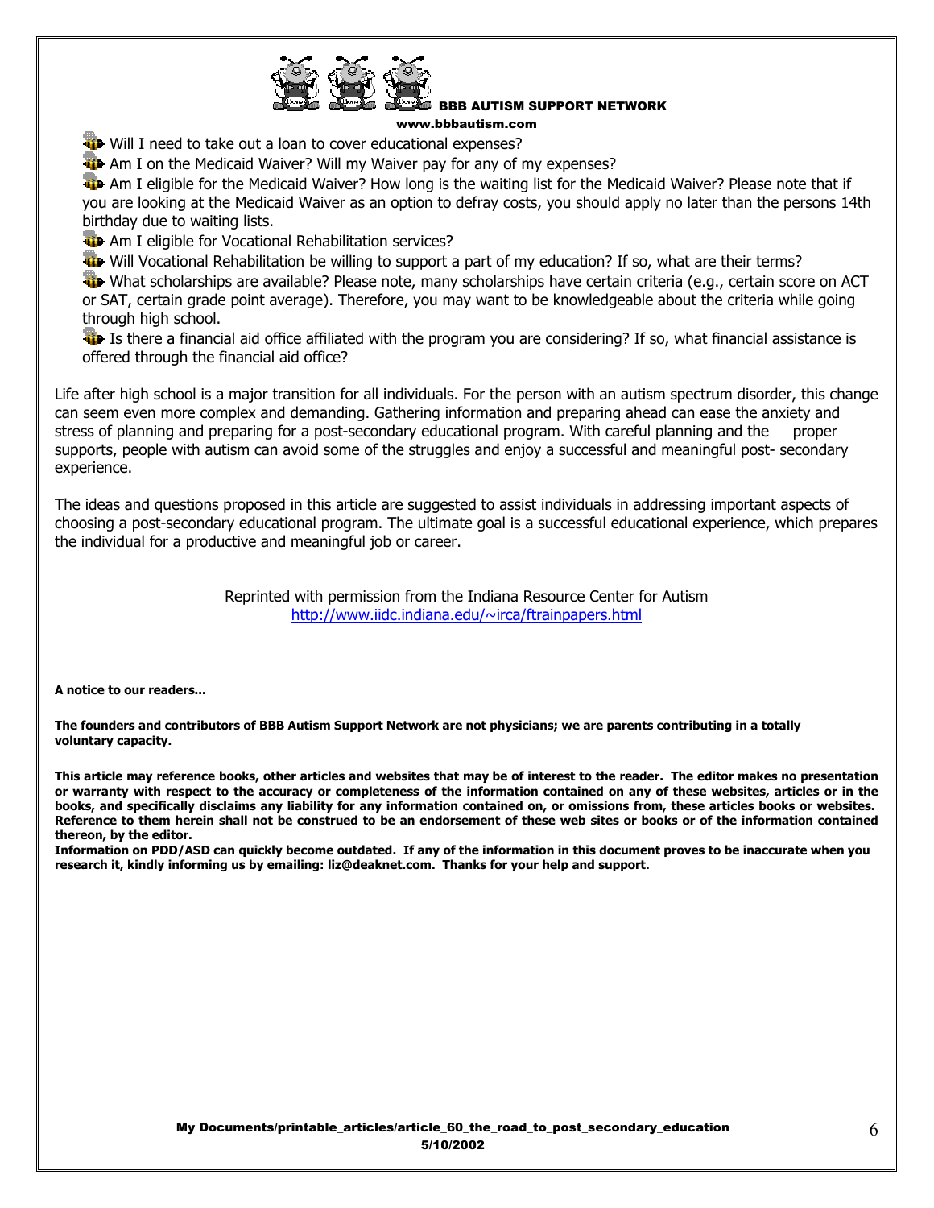- Will I need to take out a loan to cover educational expenses?
- Am I on the Medicaid Waiver? Will my Waiver pay for any of my expenses?
- Am I eligible for the Medicaid Waiver? How long is the waiting list for the Medicaid Waiver? Please note that if you are looking at the Medicaid Waiver as an option to defray costs, you should apply no later than the persons 14th birthday due to waiting lists.
- Am I eligible for Vocational Rehabilitation services?
- Will Vocational Rehabilitation be willing to support a part of my education? If so, what are their terms?
- What scholarships are available? Please note, many scholarships have certain criteria (e.g., certain score on ACT or SAT, certain grade point average). Therefore, you may want to be knowledgeable about the criteria while going through high school.
- Is there a financial aid office affiliated with the program you are considering? If so, what financial assistance is offered through the financial aid office?

Life after high school is a major transition for all individuals. For the person with an autism spectrum disorder, this change can seem even more complex and demanding. Gathering information and preparing ahead can ease the anxiety and stress of planning and preparing for a post-secondary educational program. With careful planning and the proper supports, people with autism can avoid some of the struggles and enjoy a successful and meaningful post- secondary experience.

The ideas and questions proposed in this article are suggested to assist individuals in addressing important aspects of choosing a post-secondary educational program. The ultimate goal is a successful educational experience, which prepares the individual for a productive and meaningful job or career.

Reprinted with permission from the Indiana Resource Center for Autism
http://www.iidc.indiana.edu/~irca/ftrainpapers.html

**A notice to our readers…**

**The founders and contributors of BBB Autism Support Network are not physicians; we are parents contributing in a totally voluntary capacity.**

**This article may reference books, other articles and websites that may be of interest to the reader. The editor makes no presentation or warranty with respect to the accuracy or completeness of the information contained on any of these websites, articles or in the books, and specifically disclaims any liability for any information contained on, or omissions from, these articles books or websites. Reference to them herein shall not be construed to be an endorsement of these web sites or books or of the information contained thereon, by the editor.**
**Information on PDD/ASD can quickly become outdated. If any of the information in this document proves to be inaccurate when you research it, kindly informing us by emailing: liz@deaknet.com. Thanks for your help and support.**